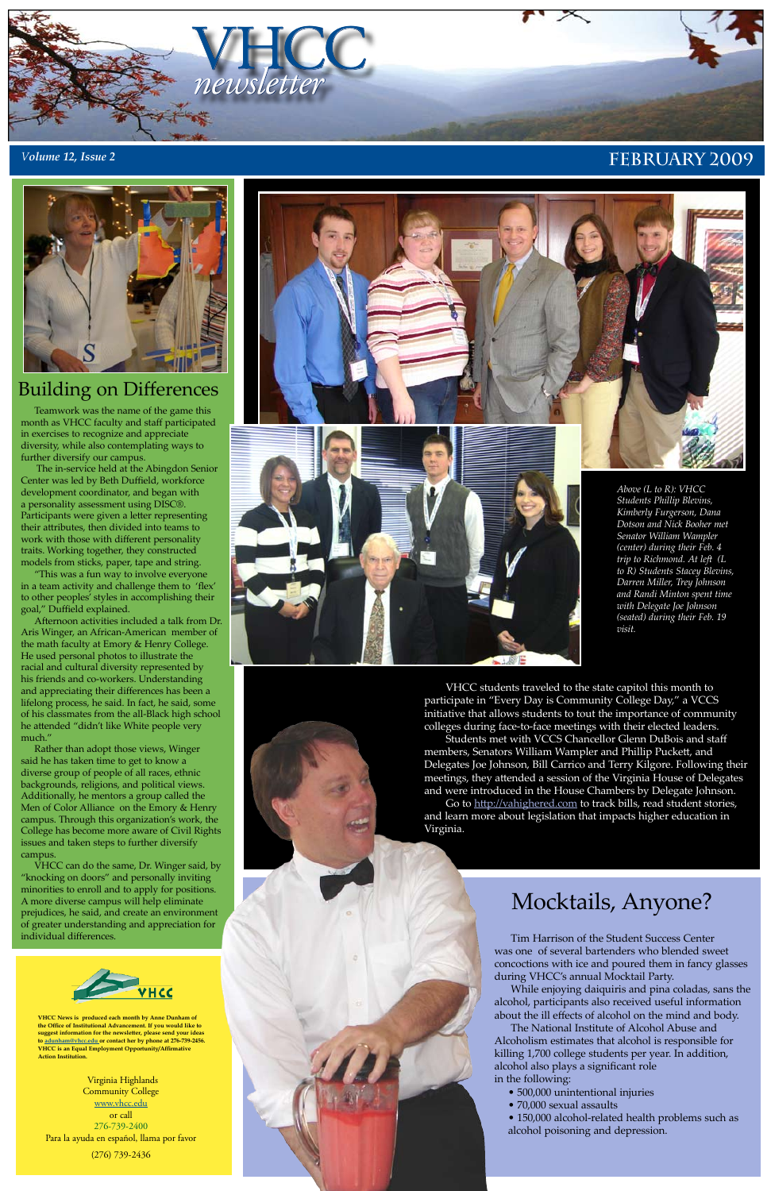# VHCC newsletter

*Volume 12, Issue 2*

**FEBRUARY 2009**

## Building on Differences

Teamwork was the name of the game this month as VHCC faculty and staff participated in exercises to recognize and appreciate diversity, while also contemplating ways to further diversify our campus.

The in-service held at the Abingdon Senior Center was led by Beth Duffield, workforce development coordinator, and began with a personality assessment using DISC®. Participants were given a letter representing their attributes, then divided into teams to work with those with different personality traits. Working together, they constructed models from sticks, paper, tape and string.

"This was a fun way to involve everyone in a team activity and challenge them to 'flex' to other peoples' styles in accomplishing their goal," Duffield explained.

Afternoon activities included a talk from Dr. Aris Winger, an African-American member of the math faculty at Emory & Henry College. He used personal photos to illustrate the racial and cultural diversity represented by his friends and co-workers. Understanding and appreciating their differences has been a lifelong process, he said. In fact, he said, some of his classmates from the all-Black high school he attended "didn't like White people very much."

Rather than adopt those views, Winger said he has taken time to get to know a diverse group of people of all races, ethnic backgrounds, religions, and political views. Additionally, he mentors a group called the Men of Color Alliance on the Emory & Henry campus. Through this organization's work, the College has become more aware of Civil Rights issues and taken steps to further diversify campus.

VHCC can do the same, Dr. Winger said, by "knocking on doors" and personally inviting minorities to enroll and to apply for positions. A more diverse campus will help eliminate prejudices, he said, and create an environment of greater understanding and appreciation for individual differences.

*Above (L to R): VHCC Students Phillip Blevins, Kimberly Furgerson, Dana Dotson and Nick Booher met Senator William Wampler (center) during their Feb. 4 trip to Richmond. At left (L to R) Students Stacey Blevins, Darren Miller, Trey Johnson and Randi Minton spent time with Delegate Joe Johnson (seated) during their Feb. 19 visit.*

VHCC students traveled to the state capitol this month to participate in "Every Day is Community College Day," a VCCS initiative that allows students to tout the importance of community colleges during face-to-face meetings with their elected leaders.

Students met with VCCS Chancellor Glenn DuBois and staff members, Senators William Wampler and Phillip Puckett, and Delegates Joe Johnson, Bill Carrico and Terry Kilgore. Following their meetings, they attended a session of the Virginia House of Delegates and were introduced in the House Chambers by Delegate Johnson.

Go to http://vahighered.com to track bills, read student stories, and learn more about legislation that impacts higher education in Virginia.

## Mocktails, Anyone?

Tim Harrison of the Student Success Center was one of several bartenders who blended sweet concoctions with ice and poured them in fancy glasses during VHCC's annual Mocktail Party.

While enjoying daiquiris and pina coladas, sans the alcohol, participants also received useful information about the ill effects of alcohol on the mind and body.

The National Institute of Alcohol Abuse and Alcoholism estimates that alcohol is responsible for killing 1,700 college students per year. In addition, alcohol also plays a significant role in the following:

- 500,000 unintentional injuries
- 70,000 sexual assaults
- 150,000 alcohol-related health problems such as alcohol poisoning and depression.

**VHCC News is produced each month by Anne Dunham of the Office of Institutional Advancement. If you would like to suggest information for the newsletter, please send your ideas to adunham@vhcc.edu or contact her by phone at 276-739-2456. VHCC is an Equal Employment Opportunity/Affirmative Action Institution.**

Virginia Highlands Community College
www.vhcc.edu
or call
276-739-2400
Para la ayuda en español, llama por favor
(276) 739-2436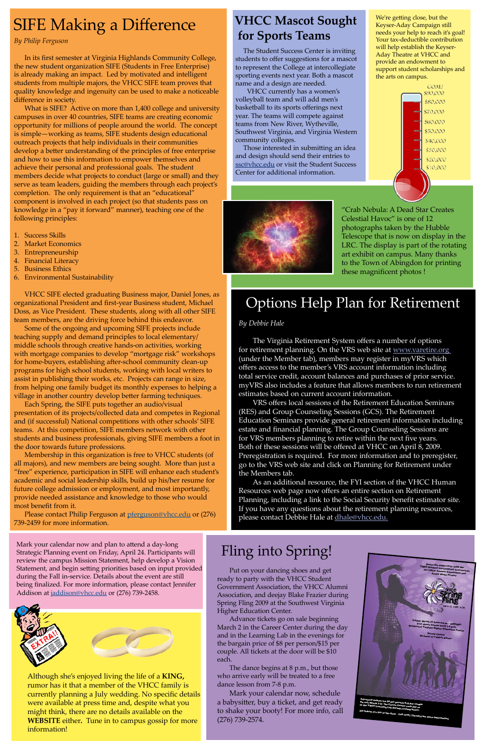# SIFE Making a Difference

*By Philip Ferguson*

In its first semester at Virginia Highlands Community College, the new student organization SIFE (Students in Free Enterprise) is already making an impact. Led by motivated and intelligent students from multiple majors, the VHCC SIFE team proves that quality knowledge and ingenuity can be used to make a noticeable difference in society.

What is SIFE? Active on more than 1,400 college and university campuses in over 40 countries, SIFE teams are creating economic opportunity for millions of people around the world. The concept is simple—working as teams, SIFE students design educational outreach projects that help individuals in their communities develop a better understanding of the principles of free enterprise and how to use this information to empower themselves and achieve their personal and professional goals. The student members decide what projects to conduct (large or small) and they serve as team leaders, guiding the members through each project's completion. The only requirement is that an "educational" component is involved in each project (so that students pass on knowledge in a "pay it forward" manner), teaching one of the following principles:

1. Success Skills
2. Market Economics
3. Entrepreneurship
4. Financial Literacy
5. Business Ethics
6. Environmental Sustainability

VHCC SIFE elected graduating Business major, Daniel Jones, as organizational President and first-year Business student, Michael Doss, as Vice President. These students, along with all other SIFE team members, are the driving force behind this endeavor.

Some of the ongoing and upcoming SIFE projects include teaching supply and demand principles to local elementary/middle schools through creative hands-on activities, working with mortgage companies to develop "mortgage risk" workshops for home-buyers, establishing after-school community clean-up programs for high school students, working with local writers to assist in publishing their works, etc. Projects can range in size, from helping one family budget its monthly expenses to helping a village in another country develop better farming techniques.

Each Spring, the SIFE puts together an audio/visual presentation of its projects/collected data and competes in Regional and (if successful) National competitions with other schools' SIFE teams. At this competition, SIFE members network with other students and business professionals, giving SIFE members a foot in the door towards future professions.

Membership in this organization is free to VHCC students (of all majors), and new members are being sought. More than just a "free" experience, participation in SIFE will enhance each student's academic and social leadership skills, build up his/her resume for future college admission or employment, and most importantly, provide needed assistance and knowledge to those who would most benefit from it.

Please contact Philip Ferguson at pferguson@vhcc.edu or (276) 739-2459 for more information.

# VHCC Mascot Sought for Sports Teams

The Student Success Center is inviting students to offer suggestions for a mascot to represent the College at intercollegiate sporting events next year. Both a mascot name and a design are needed.

VHCC currently has a women's volleyball team and will add men's basketball to its sports offerings next year. The teams will compete against teams from New River, Wytheville, Southwest Virginia, and Virginia Western community colleges.

Those interested in submitting an idea and design should send their entries to ssc@vhcc.edu or visit the Student Success Center for additional information.

We're getting close, but the Keyser-Aday Campaign still needs your help to reach it's goal! Your tax-deductible contribution will help establish the Keyser-Aday Theatre at VHCC and provide an endowment to support student scholarships and the arts on campus.

GOAL!
$90,000
$80,000
$70,000
$60,000
$50,000
$40,000
$30,000
$20,000
$10,000

"Crab Nebula: A Dead Star Creates Celestial Havoc" is one of 12 photographs taken by the Hubble Telescope that is now on display in the LRC. The display is part of the rotating art exhibit on campus. Many thanks to the Town of Abingdon for printing these magnificent photos !

# Options Help Plan for Retirement

*By Debbie Hale*

The Virginia Retirement System offers a number of options for retirement planning. On the VRS web site at www.varetire.org (under the Member tab), members may register in myVRS which offers access to the member's VRS account information including total service credit, account balances and purchases of prior service. myVRS also includes a feature that allows members to run retirement estimates based on current account information.

VRS offers local sessions of the Retirement Education Seminars (RES) and Group Counseling Sessions (GCS). The Retirement Education Seminars provide general retirement information including estate and financial planning. The Group Counseling Sessions are for VRS members planning to retire within the next five years. Both of these sessions will be offered at VHCC on April 8, 2009. Preregistration is required. For more information and to preregister, go to the VRS web site and click on Planning for Retirement under the Members tab.

As an additional resource, the FYI section of the VHCC Human Resources web page now offers an entire section on Retirement Planning, including a link to the Social Security benefit estimator site. If you have any questions about the retirement planning resources, please contact Debbie Hale at dhale@vhcc.edu.

Mark your calendar now and plan to attend a day-long Strategic Planning event on Friday, April 24. Participants will review the campus Mission Statement, help develop a Vision Statement, and begin setting priorities based on input provided during the Fall in-service. Details about the event are still being finalized. For more information, please contact Jennifer Addison at jaddison@vhcc.edu or (276) 739-2458.

Although she's enjoyed living the life of a **KING,** rumor has it that a member of the VHCC family is currently planning a July wedding. No specific details were available at press time and, despite what you might think, there are no details available on the **WEBSITE** either. Tune in to campus gossip for more information!

# Fling into Spring!

Put on your dancing shoes and get ready to party with the VHCC Student Government Association, the VHCC Alumni Association, and deejay Blake Frazier during Spring Fling 2009 at the Southwest Virginia Higher Education Center.

Advance tickets go on sale beginning March 2 in the Career Center during the day and in the Learning Lab in the evenings for the bargain price of $8 per person/$15 per couple. All tickets at the door will be $10 each.

The dance begins at 8 p.m., but those who arrive early will be treated to a free dance lesson from 7-8 p.m.

Mark your calendar now, schedule a babysitter, buy a ticket, and get ready to shake your booty! For more info, call (276) 739-2574.